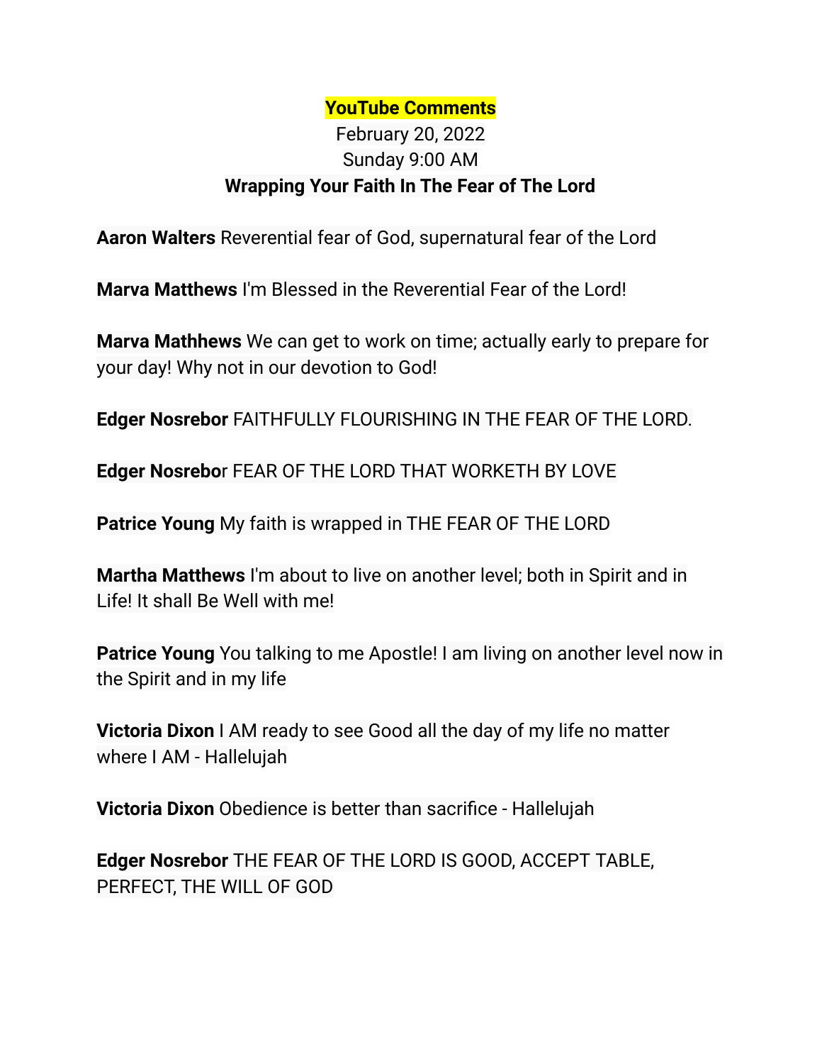**YouTube Comments**

February 20, 2022

Sunday 9:00 AM

**Wrapping Your Faith In The Fear of The Lord**

**Aaron Walters** Reverential fear of God, supernatural fear of the Lord

**Marva Matthews** I'm Blessed in the Reverential Fear of the Lord!

**Marva Mathhews** We can get to work on time; actually early to prepare for your day! Why not in our devotion to God!

**Edger Nosrebor** FAITHFULLY FLOURISHING IN THE FEAR OF THE LORD.

**Edger Nosrebo**r FEAR OF THE LORD THAT WORKETH BY LOVE

**Patrice Young** My faith is wrapped in THE FEAR OF THE LORD

**Martha Matthews** I'm about to live on another level; both in Spirit and in Life! It shall Be Well with me!

**Patrice Young** You talking to me Apostle! I am living on another level now in the Spirit and in my life

**Victoria Dixon** I AM ready to see Good all the day of my life no matter where I AM - Hallelujah

**Victoria Dixon** Obedience is better than sacrifice - Hallelujah

**Edger Nosrebor** THE FEAR OF THE LORD IS GOOD, ACCEPT TABLE, PERFECT, THE WILL OF GOD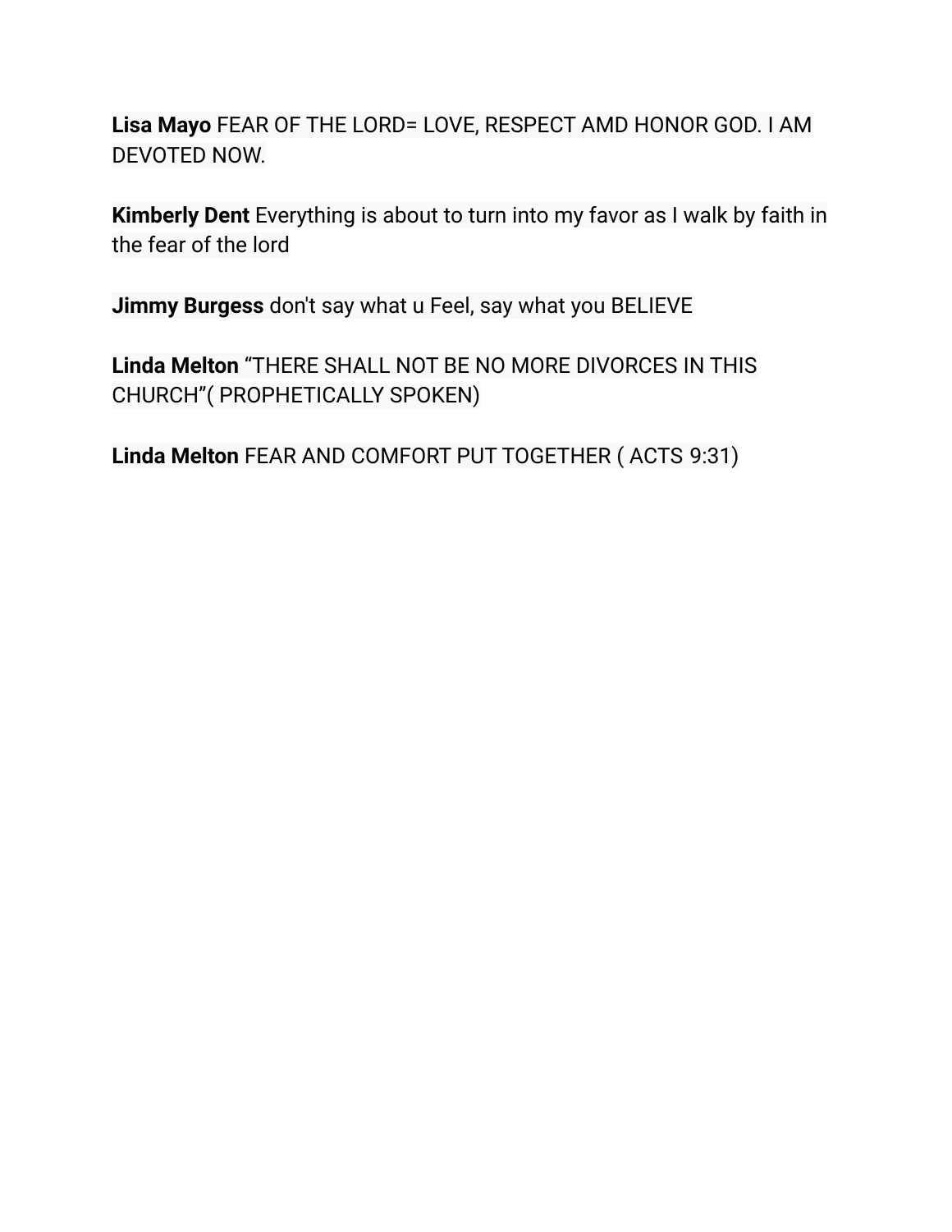**Lisa Mayo** FEAR OF THE LORD= LOVE, RESPECT AMD HONOR GOD. I AM DEVOTED NOW.

**Kimberly Dent** Everything is about to turn into my favor as I walk by faith in the fear of the lord

**Jimmy Burgess** don't say what u Feel, say what you BELIEVE

**Linda Melton** “THERE SHALL NOT BE NO MORE DIVORCES IN THIS CHURCH”( PROPHETICALLY SPOKEN)

**Linda Melton** FEAR AND COMFORT PUT TOGETHER ( ACTS 9:31)